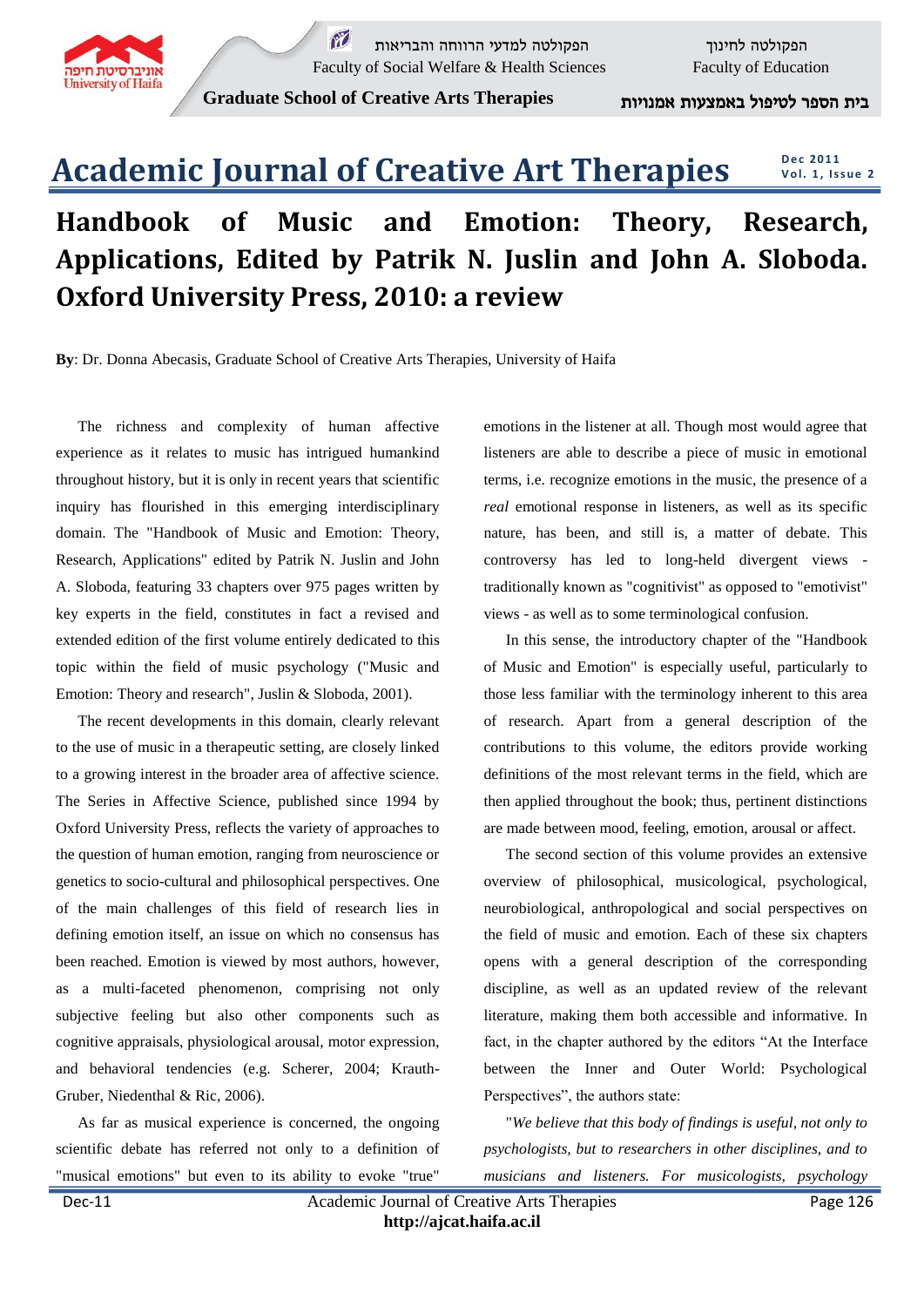# Handbook of Music and Emotion: Theory, Research, Applications, Edited by Patrik N. Juslin and John A. Sloboda. Oxford University Press, 2010: a review

**By**: Dr. Donna Abecasis, Graduate School of Creative Arts Therapies, University of Haifa

The richness and complexity of human affective experience as it relates to music has intrigued humankind throughout history, but it is only in recent years that scientific inquiry has flourished in this emerging interdisciplinary domain. The "Handbook of Music and Emotion: Theory, Research, Applications" edited by Patrik N. Juslin and John A. Sloboda, featuring 33 chapters over 975 pages written by key experts in the field, constitutes in fact a revised and extended edition of the first volume entirely dedicated to this topic within the field of music psychology ("Music and Emotion: Theory and research", Juslin & Sloboda, 2001).

The recent developments in this domain, clearly relevant to the use of music in a therapeutic setting, are closely linked to a growing interest in the broader area of affective science. The Series in Affective Science, published since 1994 by Oxford University Press, reflects the variety of approaches to the question of human emotion, ranging from neuroscience or genetics to socio-cultural and philosophical perspectives. One of the main challenges of this field of research lies in defining emotion itself, an issue on which no consensus has been reached. Emotion is viewed by most authors, however, as a multi-faceted phenomenon, comprising not only subjective feeling but also other components such as cognitive appraisals, physiological arousal, motor expression, and behavioral tendencies (e.g. Scherer, 2004; Krauth-Gruber, Niedenthal & Ric, 2006).

As far as musical experience is concerned, the ongoing scientific debate has referred not only to a definition of "musical emotions" but even to its ability to evoke "true" emotions in the listener at all. Though most would agree that listeners are able to describe a piece of music in emotional terms, i.e. recognize emotions in the music, the presence of a *real* emotional response in listeners, as well as its specific nature, has been, and still is, a matter of debate. This controversy has led to long-held divergent views - traditionally known as "cognitivist" as opposed to "emotivist" views - as well as to some terminological confusion.

In this sense, the introductory chapter of the "Handbook of Music and Emotion" is especially useful, particularly to those less familiar with the terminology inherent to this area of research. Apart from a general description of the contributions to this volume, the editors provide working definitions of the most relevant terms in the field, which are then applied throughout the book; thus, pertinent distinctions are made between mood, feeling, emotion, arousal or affect.

The second section of this volume provides an extensive overview of philosophical, musicological, psychological, neurobiological, anthropological and social perspectives on the field of music and emotion. Each of these six chapters opens with a general description of the corresponding discipline, as well as an updated review of the relevant literature, making them both accessible and informative. In fact, in the chapter authored by the editors "At the Interface between the Inner and Outer World: Psychological Perspectives", the authors state:

"*We believe that this body of findings is useful, not only to psychologists, but to researchers in other disciplines, and to musicians and listeners. For musicologists, psychology*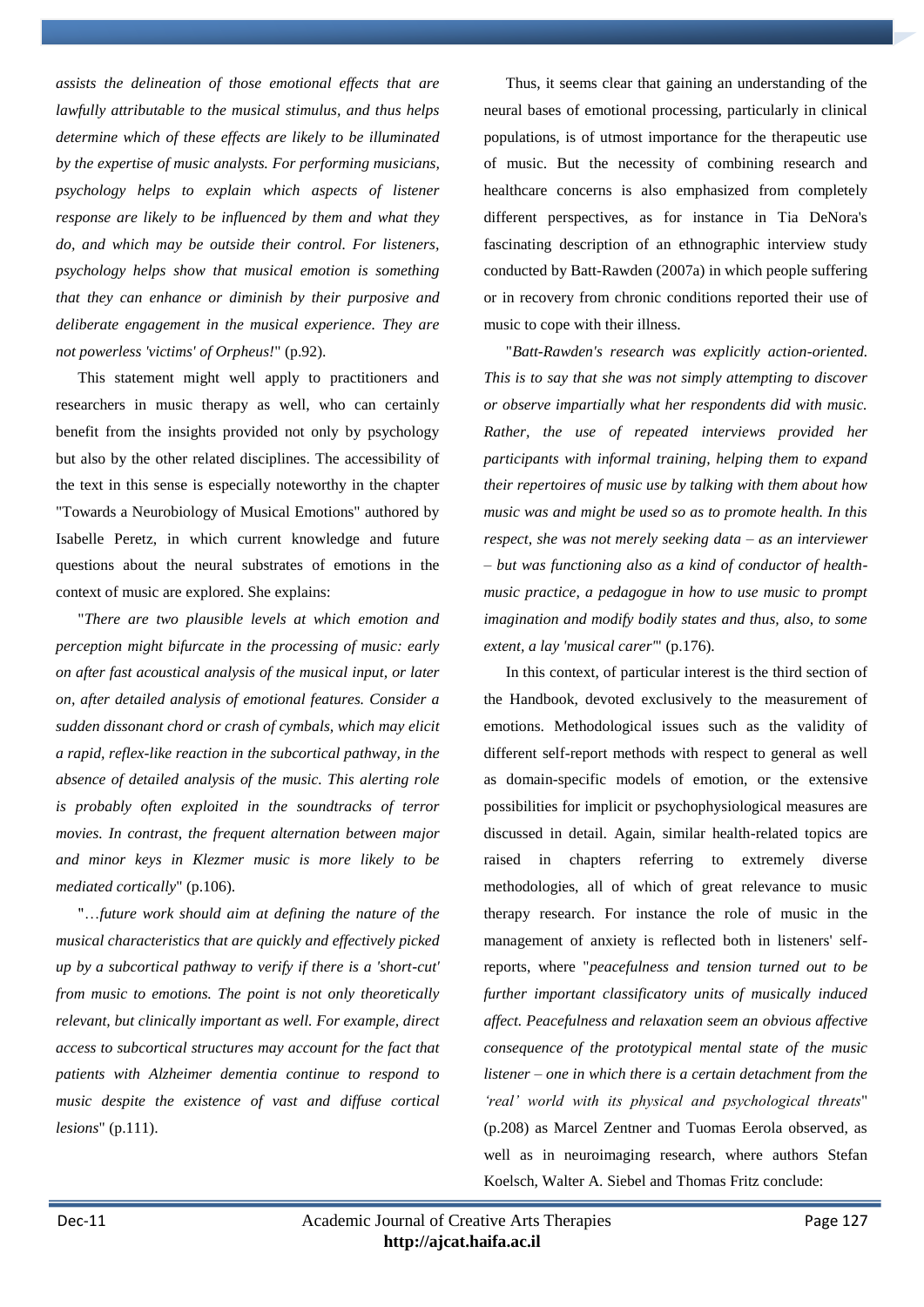*assists the delineation of those emotional effects that are lawfully attributable to the musical stimulus, and thus helps determine which of these effects are likely to be illuminated by the expertise of music analysts. For performing musicians, psychology helps to explain which aspects of listener response are likely to be influenced by them and what they do, and which may be outside their control. For listeners, psychology helps show that musical emotion is something that they can enhance or diminish by their purposive and deliberate engagement in the musical experience. They are not powerless 'victims' of Orpheus!*" (p.92).

This statement might well apply to practitioners and researchers in music therapy as well, who can certainly benefit from the insights provided not only by psychology but also by the other related disciplines. The accessibility of the text in this sense is especially noteworthy in the chapter "Towards a Neurobiology of Musical Emotions" authored by Isabelle Peretz, in which current knowledge and future questions about the neural substrates of emotions in the context of music are explored. She explains:

"*There are two plausible levels at which emotion and perception might bifurcate in the processing of music: early on after fast acoustical analysis of the musical input, or later on, after detailed analysis of emotional features. Consider a sudden dissonant chord or crash of cymbals, which may elicit a rapid, reflex-like reaction in the subcortical pathway, in the absence of detailed analysis of the music. This alerting role is probably often exploited in the soundtracks of terror movies. In contrast, the frequent alternation between major and minor keys in Klezmer music is more likely to be mediated cortically*" (p.106).

"*…future work should aim at defining the nature of the musical characteristics that are quickly and effectively picked up by a subcortical pathway to verify if there is a 'short-cut' from music to emotions. The point is not only theoretically relevant, but clinically important as well. For example, direct access to subcortical structures may account for the fact that patients with Alzheimer dementia continue to respond to music despite the existence of vast and diffuse cortical lesions*" (p.111).

Thus, it seems clear that gaining an understanding of the neural bases of emotional processing, particularly in clinical populations, is of utmost importance for the therapeutic use of music. But the necessity of combining research and healthcare concerns is also emphasized from completely different perspectives, as for instance in Tia DeNora's fascinating description of an ethnographic interview study conducted by Batt-Rawden (2007a) in which people suffering or in recovery from chronic conditions reported their use of music to cope with their illness.

"*Batt-Rawden's research was explicitly action-oriented. This is to say that she was not simply attempting to discover or observe impartially what her respondents did with music. Rather, the use of repeated interviews provided her participants with informal training, helping them to expand their repertoires of music use by talking with them about how music was and might be used so as to promote health. In this respect, she was not merely seeking data – as an interviewer – but was functioning also as a kind of conductor of health-music practice, a pedagogue in how to use music to prompt imagination and modify bodily states and thus, also, to some extent, a lay 'musical carer'*" (p.176).

In this context, of particular interest is the third section of the Handbook, devoted exclusively to the measurement of emotions. Methodological issues such as the validity of different self-report methods with respect to general as well as domain-specific models of emotion, or the extensive possibilities for implicit or psychophysiological measures are discussed in detail. Again, similar health-related topics are raised in chapters referring to extremely diverse methodologies, all of which of great relevance to music therapy research. For instance the role of music in the management of anxiety is reflected both in listeners' self-reports, where "*peacefulness and tension turned out to be further important classificatory units of musically induced affect. Peacefulness and relaxation seem an obvious affective consequence of the prototypical mental state of the music listener – one in which there is a certain detachment from the 'real' world with its physical and psychological threats*" (p.208) as Marcel Zentner and Tuomas Eerola observed, as well as in neuroimaging research, where authors Stefan Koelsch, Walter A. Siebel and Thomas Fritz conclude: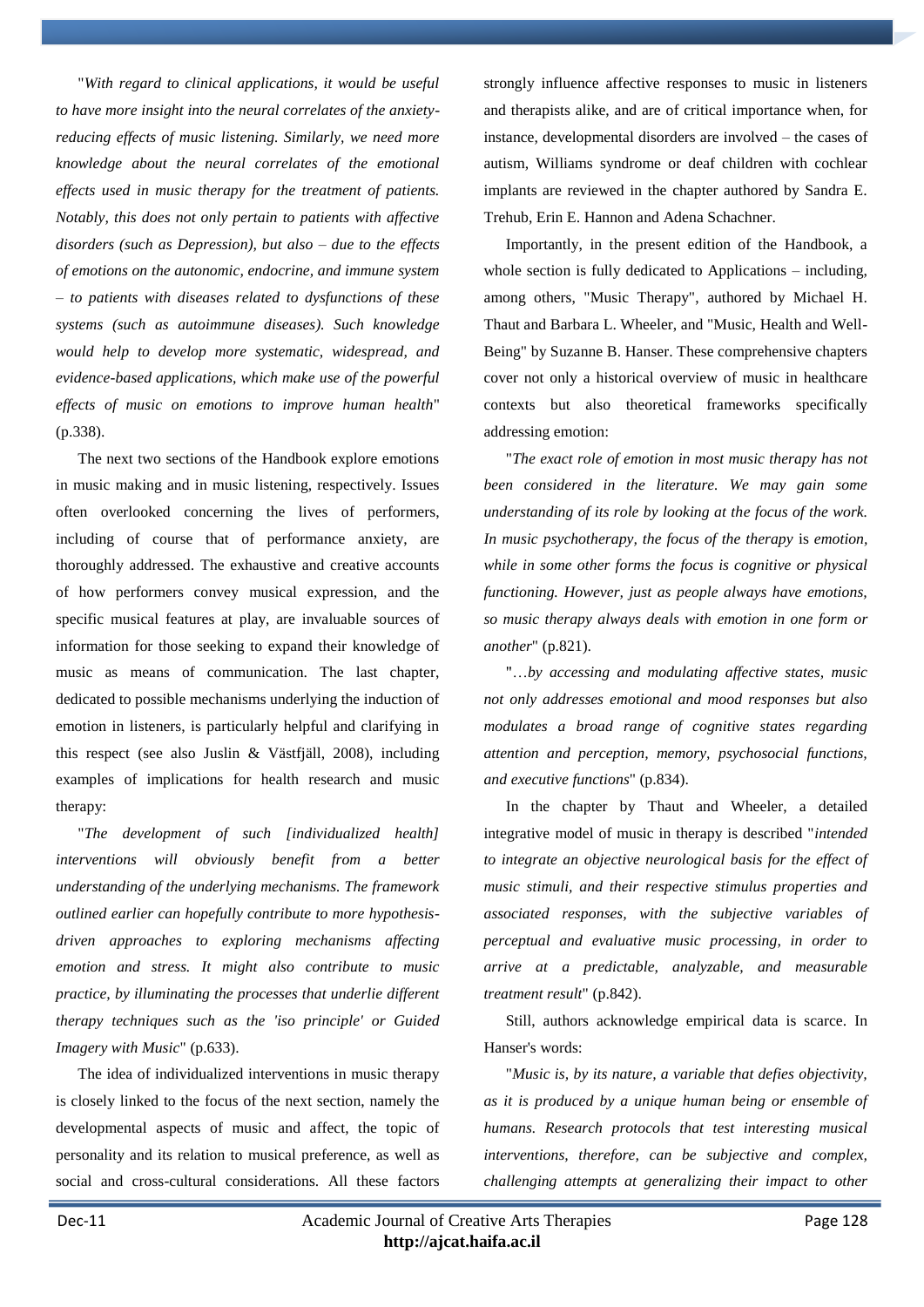"*With regard to clinical applications, it would be useful to have more insight into the neural correlates of the anxiety-reducing effects of music listening. Similarly, we need more knowledge about the neural correlates of the emotional effects used in music therapy for the treatment of patients. Notably, this does not only pertain to patients with affective disorders (such as Depression), but also – due to the effects of emotions on the autonomic, endocrine, and immune system – to patients with diseases related to dysfunctions of these systems (such as autoimmune diseases). Such knowledge would help to develop more systematic, widespread, and evidence-based applications, which make use of the powerful effects of music on emotions to improve human health*" (p.338).

The next two sections of the Handbook explore emotions in music making and in music listening, respectively. Issues often overlooked concerning the lives of performers, including of course that of performance anxiety, are thoroughly addressed. The exhaustive and creative accounts of how performers convey musical expression, and the specific musical features at play, are invaluable sources of information for those seeking to expand their knowledge of music as means of communication. The last chapter, dedicated to possible mechanisms underlying the induction of emotion in listeners, is particularly helpful and clarifying in this respect (see also Juslin & Västfjäll, 2008), including examples of implications for health research and music therapy:

"*The development of such [individualized health] interventions will obviously benefit from a better understanding of the underlying mechanisms. The framework outlined earlier can hopefully contribute to more hypothesis-driven approaches to exploring mechanisms affecting emotion and stress. It might also contribute to music practice, by illuminating the processes that underlie different therapy techniques such as the 'iso principle' or Guided Imagery with Music*" (p.633).

The idea of individualized interventions in music therapy is closely linked to the focus of the next section, namely the developmental aspects of music and affect, the topic of personality and its relation to musical preference, as well as social and cross-cultural considerations. All these factors strongly influence affective responses to music in listeners and therapists alike, and are of critical importance when, for instance, developmental disorders are involved – the cases of autism, Williams syndrome or deaf children with cochlear implants are reviewed in the chapter authored by Sandra E. Trehub, Erin E. Hannon and Adena Schachner.

Importantly, in the present edition of the Handbook, a whole section is fully dedicated to Applications – including, among others, "Music Therapy", authored by Michael H. Thaut and Barbara L. Wheeler, and "Music, Health and Well-Being" by Suzanne B. Hanser. These comprehensive chapters cover not only a historical overview of music in healthcare contexts but also theoretical frameworks specifically addressing emotion:

"*The exact role of emotion in most music therapy has not been considered in the literature. We may gain some understanding of its role by looking at the focus of the work. In music psychotherapy, the focus of the therapy is emotion, while in some other forms the focus is cognitive or physical functioning. However, just as people always have emotions, so music therapy always deals with emotion in one form or another*" (p.821).

"*…by accessing and modulating affective states, music not only addresses emotional and mood responses but also modulates a broad range of cognitive states regarding attention and perception, memory, psychosocial functions, and executive functions*" (p.834).

In the chapter by Thaut and Wheeler, a detailed integrative model of music in therapy is described "*intended to integrate an objective neurological basis for the effect of music stimuli, and their respective stimulus properties and associated responses, with the subjective variables of perceptual and evaluative music processing, in order to arrive at a predictable, analyzable, and measurable treatment result*" (p.842).

Still, authors acknowledge empirical data is scarce. In Hanser's words:

"*Music is, by its nature, a variable that defies objectivity, as it is produced by a unique human being or ensemble of humans. Research protocols that test interesting musical interventions, therefore, can be subjective and complex, challenging attempts at generalizing their impact to other*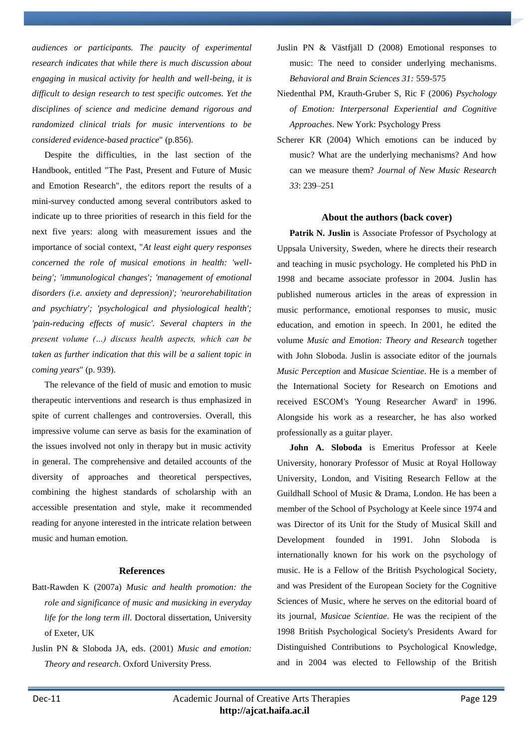*audiences or participants. The paucity of experimental research indicates that while there is much discussion about engaging in musical activity for health and well-being, it is difficult to design research to test specific outcomes. Yet the disciplines of science and medicine demand rigorous and randomized clinical trials for music interventions to be considered evidence-based practice*" (p.856).

Despite the difficulties, in the last section of the Handbook, entitled "The Past, Present and Future of Music and Emotion Research", the editors report the results of a mini-survey conducted among several contributors asked to indicate up to three priorities of research in this field for the next five years: along with measurement issues and the importance of social context, "*At least eight query responses concerned the role of musical emotions in health: 'well-being'; 'immunological changes'; 'management of emotional disorders (i.e. anxiety and depression)'; 'neurorehabilitation and psychiatry'; 'psychological and physiological health'; 'pain-reducing effects of music'. Several chapters in the present volume (…) discuss health aspects, which can be taken as further indication that this will be a salient topic in coming years*" (p. 939).

The relevance of the field of music and emotion to music therapeutic interventions and research is thus emphasized in spite of current challenges and controversies. Overall, this impressive volume can serve as basis for the examination of the issues involved not only in therapy but in music activity in general. The comprehensive and detailed accounts of the diversity of approaches and theoretical perspectives, combining the highest standards of scholarship with an accessible presentation and style, make it recommended reading for anyone interested in the intricate relation between music and human emotion.

## References

Batt-Rawden K (2007a) *Music and health promotion: the role and significance of music and musicking in everyday life for the long term ill*. Doctoral dissertation, University of Exeter, UK

Juslin PN & Sloboda JA, eds. (2001) *Music and emotion: Theory and research*. Oxford University Press.

Juslin PN & Västfjäll D (2008) Emotional responses to music: The need to consider underlying mechanisms. *Behavioral and Brain Sciences 31:* 559-575

Niedenthal PM, Krauth-Gruber S, Ric F (2006) *Psychology of Emotion: Interpersonal Experiential and Cognitive Approaches*. New York: Psychology Press

Scherer KR (2004) Which emotions can be induced by music? What are the underlying mechanisms? And how can we measure them? *Journal of New Music Research 33*: 239–251

## About the authors (back cover)

**Patrik N. Juslin** is Associate Professor of Psychology at Uppsala University, Sweden, where he directs their research and teaching in music psychology. He completed his PhD in 1998 and became associate professor in 2004. Juslin has published numerous articles in the areas of expression in music performance, emotional responses to music, music education, and emotion in speech. In 2001, he edited the volume *Music and Emotion: Theory and Research* together with John Sloboda. Juslin is associate editor of the journals *Music Perception* and *Musicae Scientiae*. He is a member of the International Society for Research on Emotions and received ESCOM's 'Young Researcher Award' in 1996. Alongside his work as a researcher, he has also worked professionally as a guitar player.

**John A. Sloboda** is Emeritus Professor at Keele University, honorary Professor of Music at Royal Holloway University, London, and Visiting Research Fellow at the Guildhall School of Music & Drama, London. He has been a member of the School of Psychology at Keele since 1974 and was Director of its Unit for the Study of Musical Skill and Development founded in 1991. John Sloboda is internationally known for his work on the psychology of music. He is a Fellow of the British Psychological Society, and was President of the European Society for the Cognitive Sciences of Music, where he serves on the editorial board of its journal, *Musicae Scientiae*. He was the recipient of the 1998 British Psychological Society's Presidents Award for Distinguished Contributions to Psychological Knowledge, and in 2004 was elected to Fellowship of the British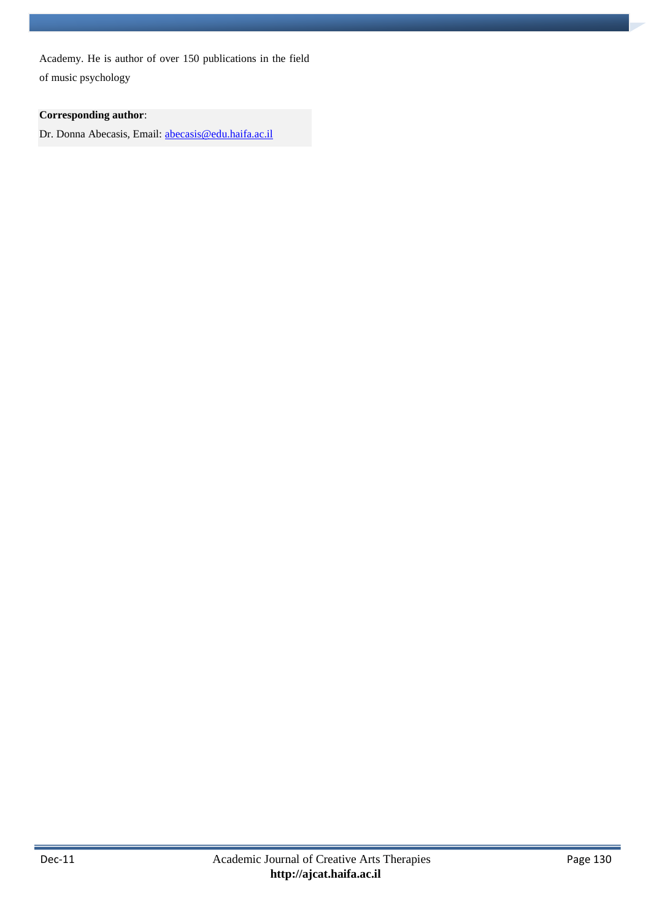Academy. He is author of over 150 publications in the field of music psychology

**Corresponding author**:

Dr. Donna Abecasis, Email: abecasis@edu.haifa.ac.il